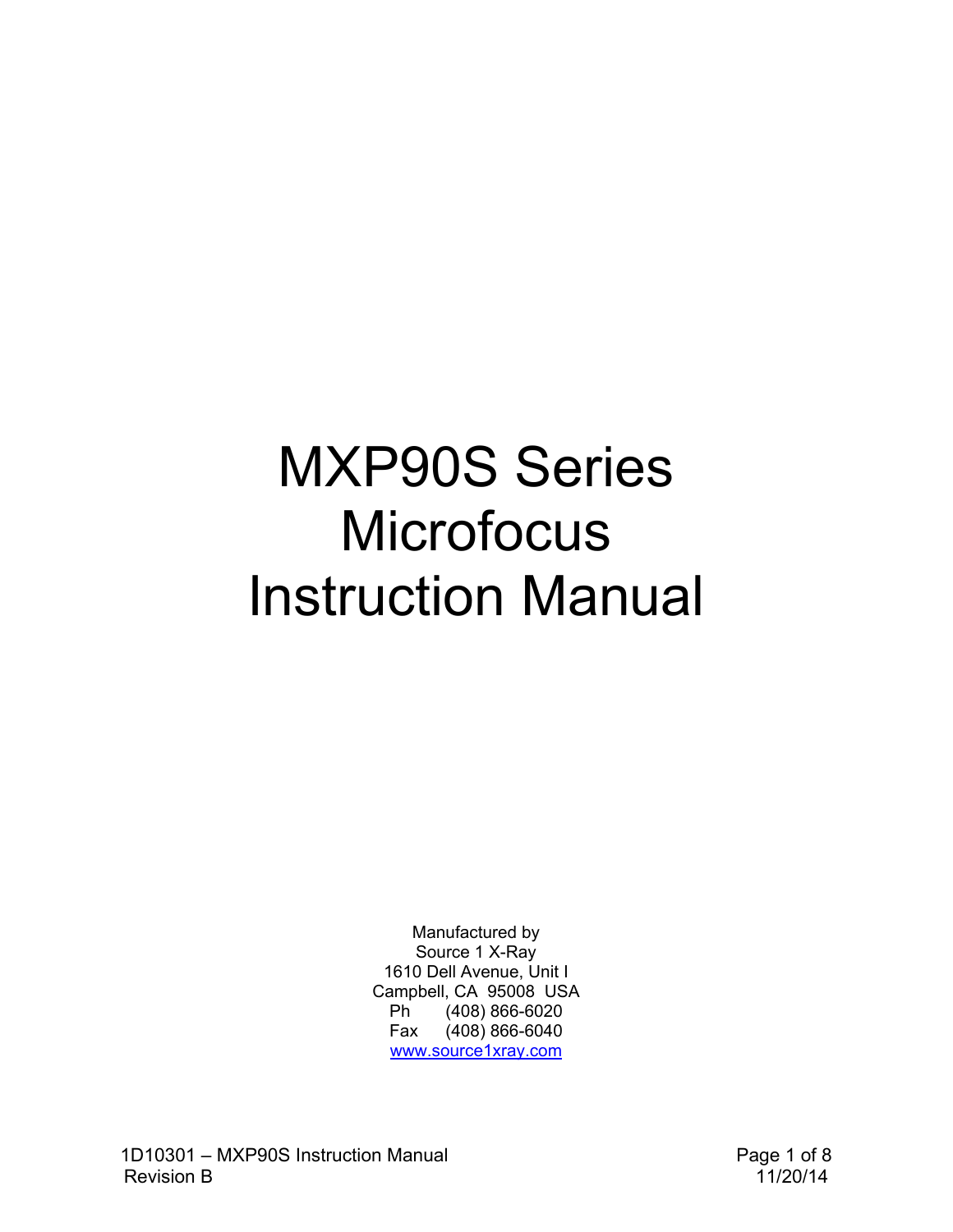# MXP90S Series Microfocus Instruction Manual

Manufactured by
Source 1 X-Ray
1610 Dell Avenue, Unit I
Campbell, CA 95008 USA
Ph (408) 866-6020
Fax (408) 866-6040
www.source1xray.com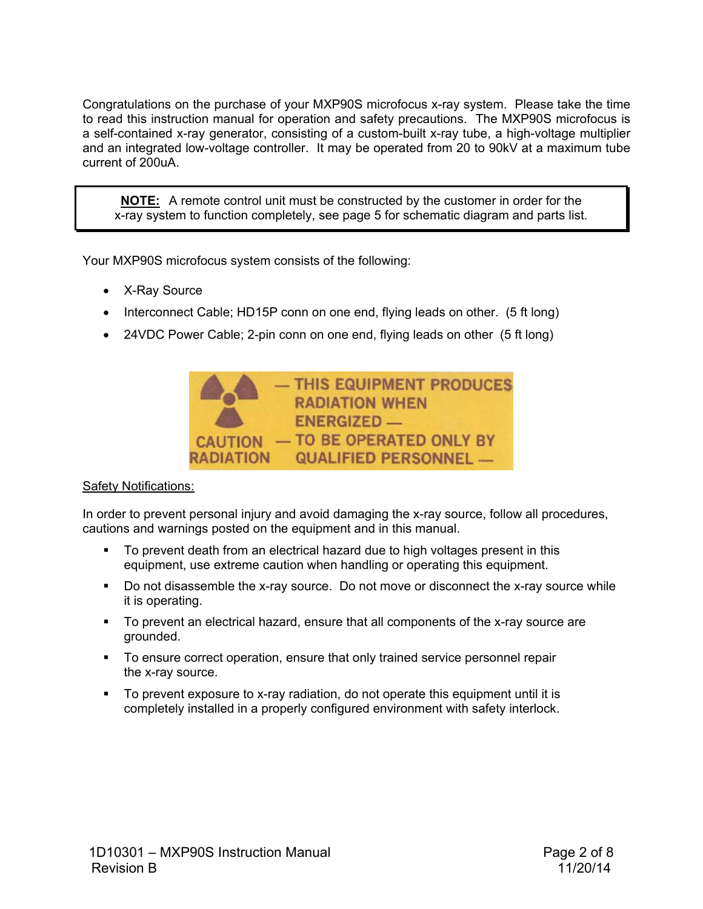Congratulations on the purchase of your MXP90S microfocus x-ray system. Please take the time to read this instruction manual for operation and safety precautions. The MXP90S microfocus is a self-contained x-ray generator, consisting of a custom-built x-ray tube, a high-voltage multiplier and an integrated low-voltage controller. It may be operated from 20 to 90kV at a maximum tube current of 200uA.

> **NOTE:** A remote control unit must be constructed by the customer in order for the x-ray system to function completely, see page 5 for schematic diagram and parts list.

Your MXP90S microfocus system consists of the following:

- X-Ray Source
- Interconnect Cable; HD15P conn on one end, flying leads on other. (5 ft long)
- 24VDC Power Cable; 2-pin conn on one end, flying leads on other (5 ft long)

CAUTION RADIATION — THIS EQUIPMENT PRODUCES RADIATION WHEN ENERGIZED — TO BE OPERATED ONLY BY QUALIFIED PERSONNEL —

Safety Notifications:

In order to prevent personal injury and avoid damaging the x-ray source, follow all procedures, cautions and warnings posted on the equipment and in this manual.

- To prevent death from an electrical hazard due to high voltages present in this equipment, use extreme caution when handling or operating this equipment.
- Do not disassemble the x-ray source. Do not move or disconnect the x-ray source while it is operating.
- To prevent an electrical hazard, ensure that all components of the x-ray source are grounded.
- To ensure correct operation, ensure that only trained service personnel repair the x-ray source.
- To prevent exposure to x-ray radiation, do not operate this equipment until it is completely installed in a properly configured environment with safety interlock.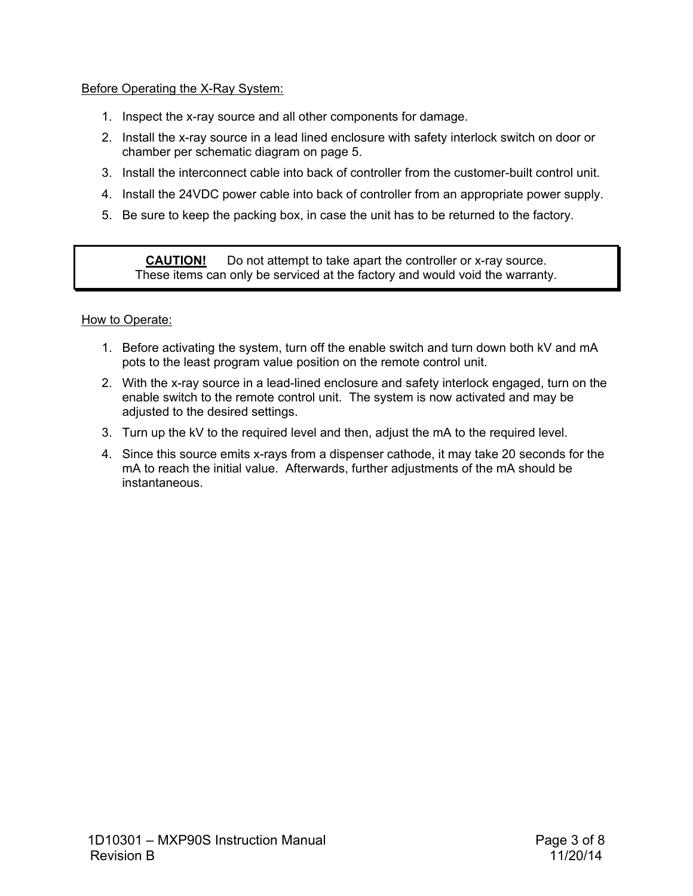Before Operating the X-Ray System:

1. Inspect the x-ray source and all other components for damage.
2. Install the x-ray source in a lead lined enclosure with safety interlock switch on door or chamber per schematic diagram on page 5.
3. Install the interconnect cable into back of controller from the customer-built control unit.
4. Install the 24VDC power cable into back of controller from an appropriate power supply.
5. Be sure to keep the packing box, in case the unit has to be returned to the factory.

> **CAUTION!** Do not attempt to take apart the controller or x-ray source.
> These items can only be serviced at the factory and would void the warranty.

How to Operate:

1. Before activating the system, turn off the enable switch and turn down both kV and mA pots to the least program value position on the remote control unit.
2. With the x-ray source in a lead-lined enclosure and safety interlock engaged, turn on the enable switch to the remote control unit. The system is now activated and may be adjusted to the desired settings.
3. Turn up the kV to the required level and then, adjust the mA to the required level.
4. Since this source emits x-rays from a dispenser cathode, it may take 20 seconds for the mA to reach the initial value. Afterwards, further adjustments of the mA should be instantaneous.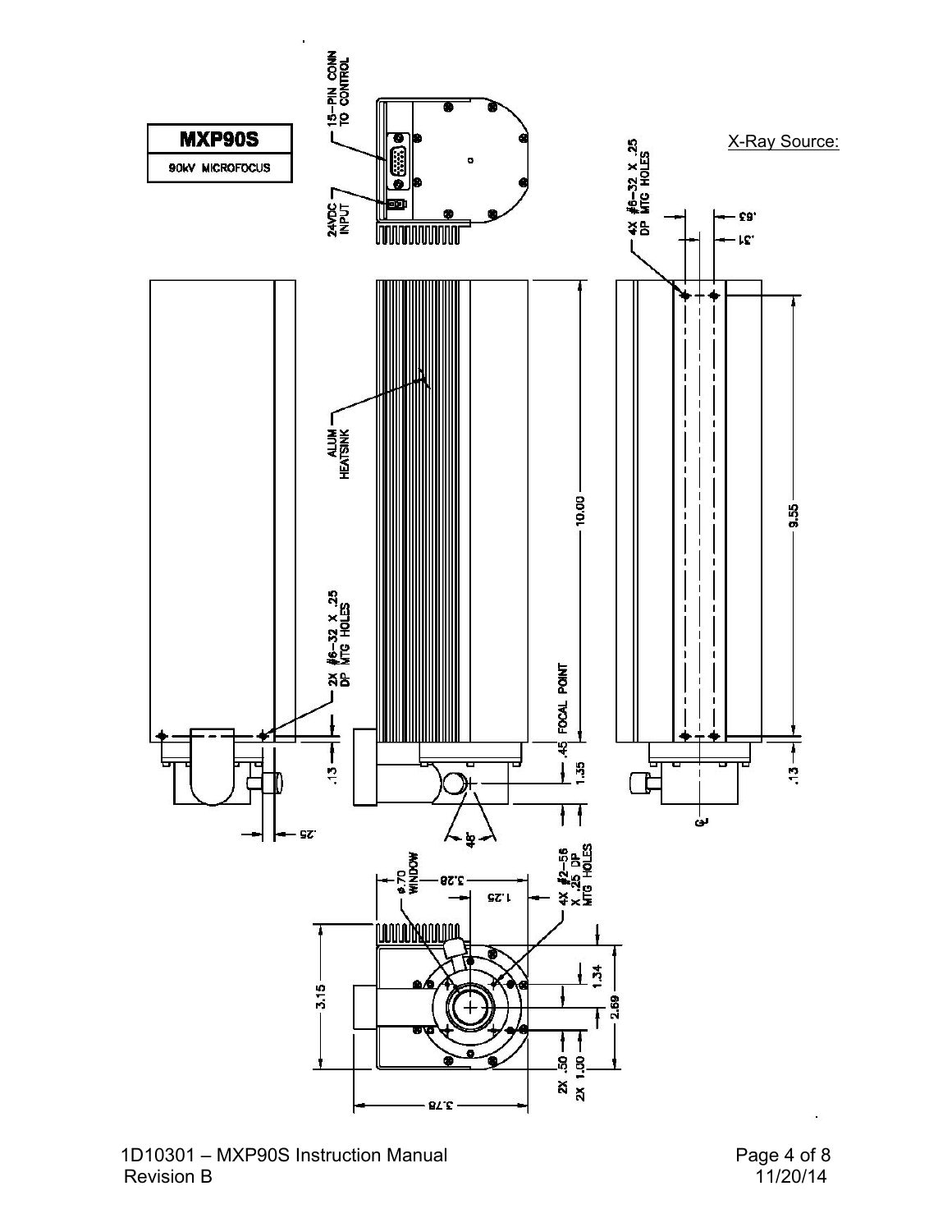X-Ray Source:

MXP90S

90kV MICROFOCUS

15-PIN CONN TO CONTROL

24VDC INPUT

4X #6-32 X .25 DP MTG HOLES

.63

.31

ALUM HEATSINK

10.00

9.55

2X #6-32 X .25 DP MTG HOLES

FOCAL POINT

.45

.13

1.35

.13

.25

45°

℄

ø.70 WINDOW

3.28

1.25

4X #2-56 X .25 DP MTG HOLES

3.15

1.34

2.69

2X .50

2X 1.00

3.78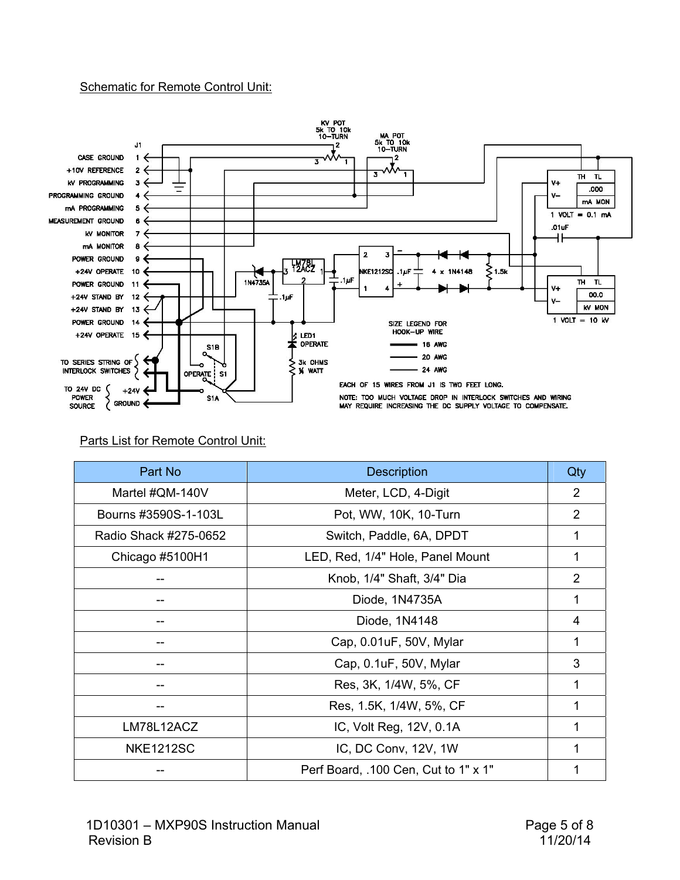Schematic for Remote Control Unit:

J1

CASE GROUND 1
+10V REFERENCE 2
kV PROGRAMMING 3
PROGRAMMING GROUND 4
mA PROGRAMMING 5
MEASUREMENT GROUND 6
kV MONITOR 7
mA MONITOR 8
POWER GROUND 9
+24V OPERATE 10
POWER GROUND 11
+24V STAND BY 12
+24V STAND BY 13
POWER GROUND 14
+24V OPERATE 15

TO SERIES STRING OF INTERLOCK SWITCHES

TO 24V DC POWER SOURCE
+24V
GROUND

KV POT
5k TO 10k
10-TURN

MA POT
5k TO 10k
10-TURN

1N4735A
LM78L 12ACZ
.1µF
.1µF
NKE1212SC
.1µF
4 x 1N4148
1.5k

S1B
OPERATE S1
S1A

LED1 OPERATE
3k OHMS ¼ WATT

TH TL
.000
mA MON
1 VOLT = 0.1 mA
.01uF

TH TL
00.0
kV MON
1 VOLT = 10 kV

SIZE LEGEND FOR HOOK-UP WIRE
16 AWG
20 AWG
24 AWG

EACH OF 15 WIRES FROM J1 IS TWO FEET LONG.

NOTE: TOO MUCH VOLTAGE DROP IN INTERLOCK SWITCHES AND WIRING MAY REQUIRE INCREASING THE DC SUPPLY VOLTAGE TO COMPENSATE.

Parts List for Remote Control Unit:

| Part No | Description | Qty |
|---|---|---|
| Martel #QM-140V | Meter, LCD, 4-Digit | 2 |
| Bourns #3590S-1-103L | Pot, WW, 10K, 10-Turn | 2 |
| Radio Shack #275-0652 | Switch, Paddle, 6A, DPDT | 1 |
| Chicago #5100H1 | LED, Red, 1/4" Hole, Panel Mount | 1 |
| -- | Knob, 1/4" Shaft, 3/4" Dia | 2 |
| -- | Diode, 1N4735A | 1 |
| -- | Diode, 1N4148 | 4 |
| -- | Cap, 0.01uF, 50V, Mylar | 1 |
| -- | Cap, 0.1uF, 50V, Mylar | 3 |
| -- | Res, 3K, 1/4W, 5%, CF | 1 |
| -- | Res, 1.5K, 1/4W, 5%, CF | 1 |
| LM78L12ACZ | IC, Volt Reg, 12V, 0.1A | 1 |
| NKE1212SC | IC, DC Conv, 12V, 1W | 1 |
| -- | Perf Board, .100 Cen, Cut to 1" x 1" | 1 |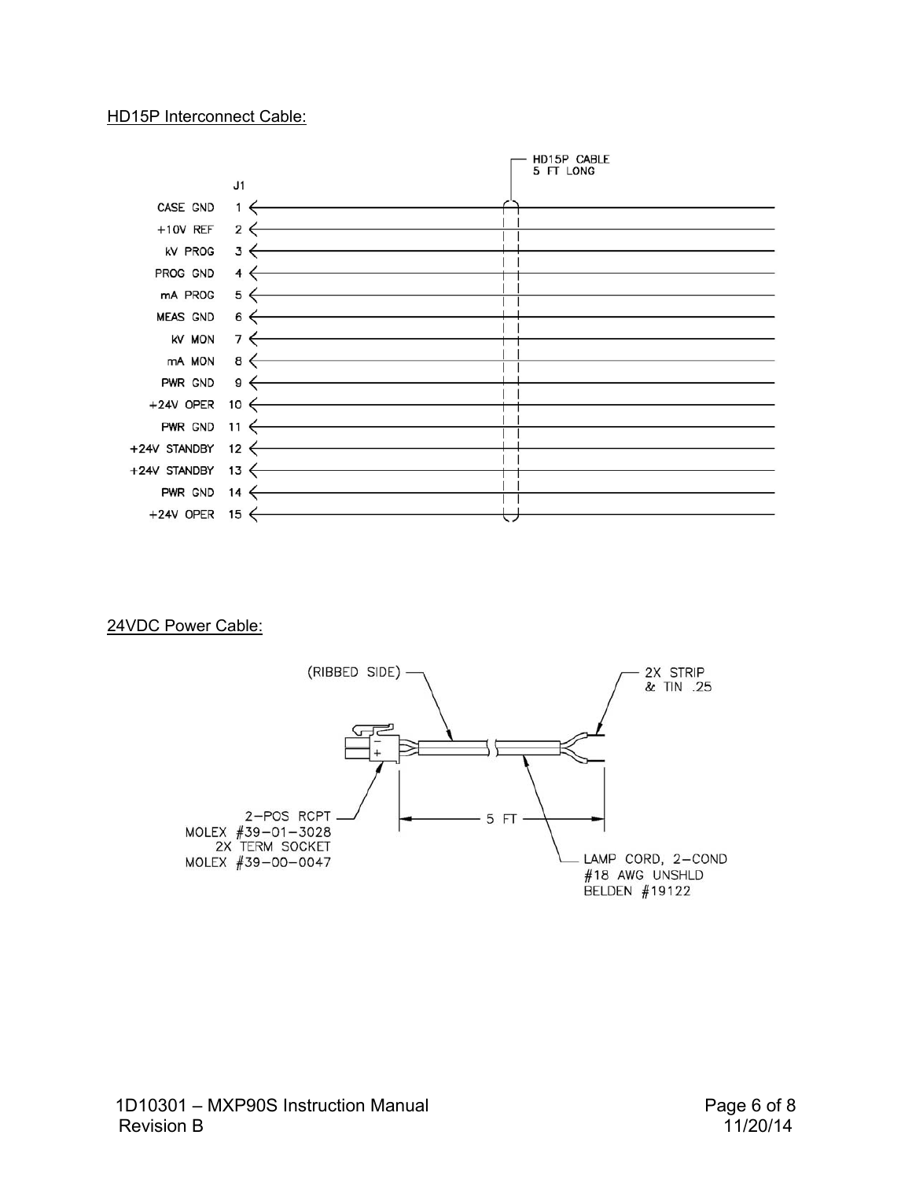HD15P Interconnect Cable:

HD15P CABLE
5 FT LONG

J1

CASE GND 1
+10V REF 2
kV PROG 3
PROG GND 4
mA PROG 5
MEAS GND 6
kV MON 7
mA MON 8
PWR GND 9
+24V OPER 10
PWR GND 11
+24V STANDBY 12
+24V STANDBY 13
PWR GND 14
+24V OPER 15

24VDC Power Cable:

(RIBBED SIDE)

2X STRIP
& TIN .25

2-POS RCPT
MOLEX #39-01-3028
2X TERM SOCKET
MOLEX #39-00-0047

5 FT

LAMP CORD, 2-COND
#18 AWG UNSHLD
BELDEN #19122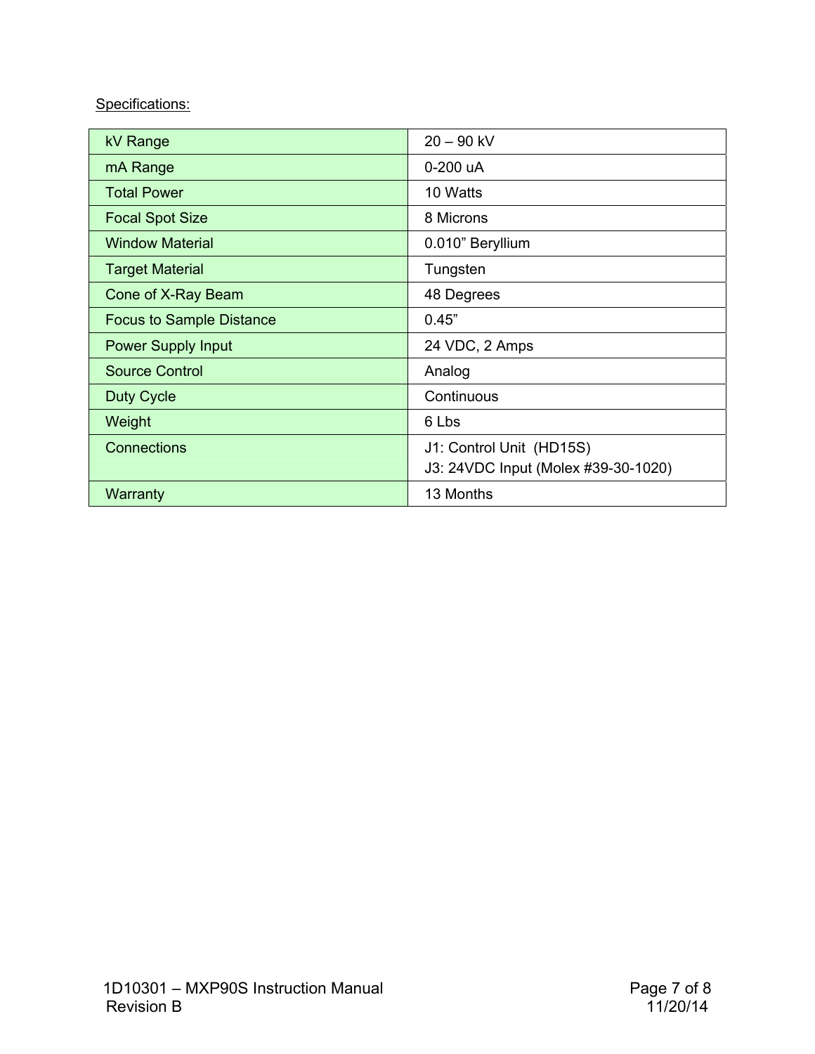Specifications:

| | |
|---|---|
| kV Range | 20 – 90 kV |
| mA Range | 0-200 uA |
| Total Power | 10 Watts |
| Focal Spot Size | 8 Microns |
| Window Material | 0.010” Beryllium |
| Target Material | Tungsten |
| Cone of X-Ray Beam | 48 Degrees |
| Focus to Sample Distance | 0.45” |
| Power Supply Input | 24 VDC, 2 Amps |
| Source Control | Analog |
| Duty Cycle | Continuous |
| Weight | 6 Lbs |
| Connections | J1: Control Unit (HD15S)<br>J3: 24VDC Input (Molex #39-30-1020) |
| Warranty | 13 Months |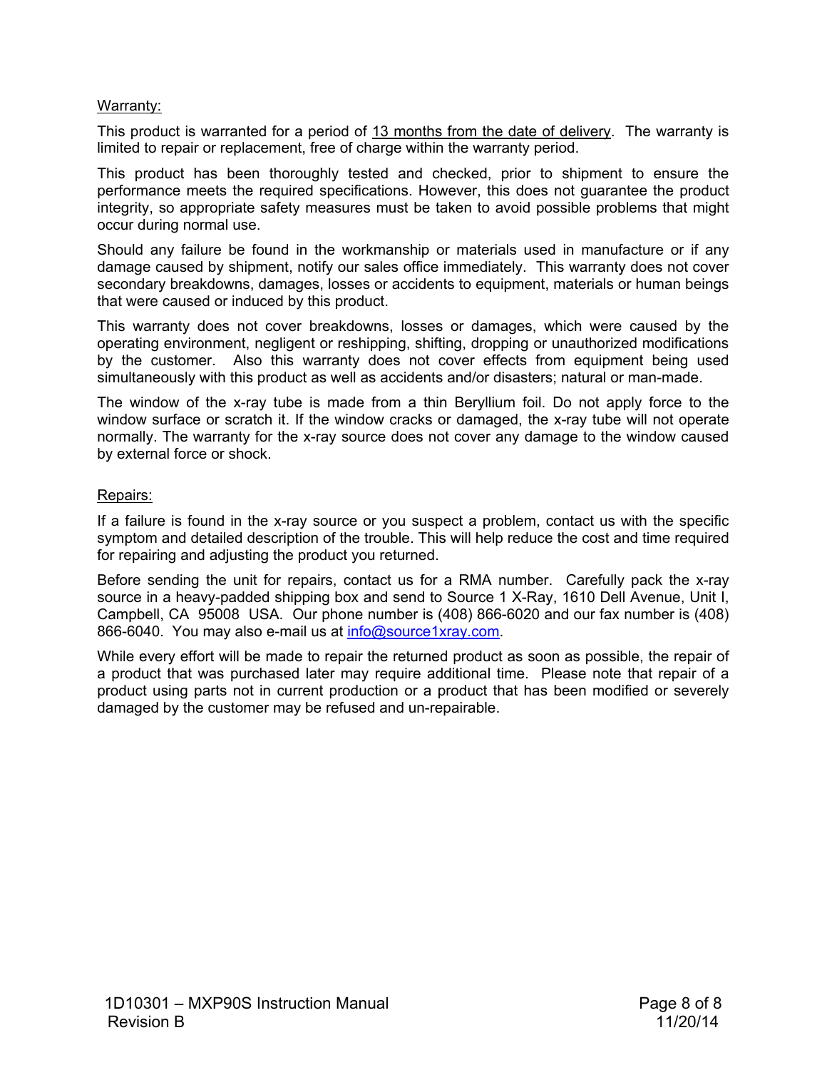## Warranty:

This product is warranted for a period of 13 months from the date of delivery. The warranty is limited to repair or replacement, free of charge within the warranty period.

This product has been thoroughly tested and checked, prior to shipment to ensure the performance meets the required specifications. However, this does not guarantee the product integrity, so appropriate safety measures must be taken to avoid possible problems that might occur during normal use.

Should any failure be found in the workmanship or materials used in manufacture or if any damage caused by shipment, notify our sales office immediately. This warranty does not cover secondary breakdowns, damages, losses or accidents to equipment, materials or human beings that were caused or induced by this product.

This warranty does not cover breakdowns, losses or damages, which were caused by the operating environment, negligent or reshipping, shifting, dropping or unauthorized modifications by the customer. Also this warranty does not cover effects from equipment being used simultaneously with this product as well as accidents and/or disasters; natural or man-made.

The window of the x-ray tube is made from a thin Beryllium foil. Do not apply force to the window surface or scratch it. If the window cracks or damaged, the x-ray tube will not operate normally. The warranty for the x-ray source does not cover any damage to the window caused by external force or shock.

## Repairs:

If a failure is found in the x-ray source or you suspect a problem, contact us with the specific symptom and detailed description of the trouble. This will help reduce the cost and time required for repairing and adjusting the product you returned.

Before sending the unit for repairs, contact us for a RMA number. Carefully pack the x-ray source in a heavy-padded shipping box and send to Source 1 X-Ray, 1610 Dell Avenue, Unit I, Campbell, CA 95008 USA. Our phone number is (408) 866-6020 and our fax number is (408) 866-6040. You may also e-mail us at info@source1xray.com.

While every effort will be made to repair the returned product as soon as possible, the repair of a product that was purchased later may require additional time. Please note that repair of a product using parts not in current production or a product that has been modified or severely damaged by the customer may be refused and un-repairable.